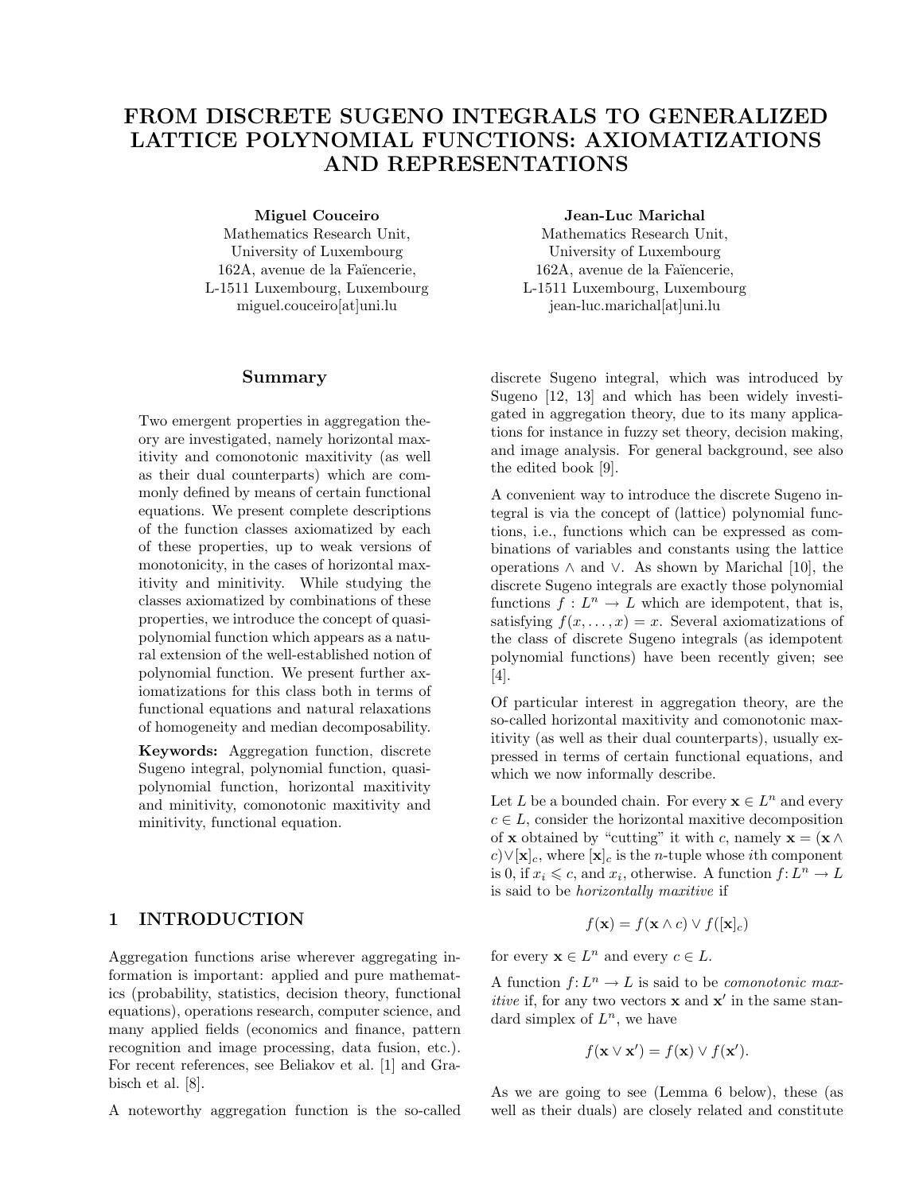# FROM DISCRETE SUGENO INTEGRALS TO GENERALIZED LATTICE POLYNOMIAL FUNCTIONS: AXIOMATIZATIONS AND REPRESENTATIONS

**Miguel Couceiro**
Mathematics Research Unit,
University of Luxembourg
162A, avenue de la Faïencerie,
L-1511 Luxembourg, Luxembourg
miguel.couceiro[at]uni.lu

**Jean-Luc Marichal**
Mathematics Research Unit,
University of Luxembourg
162A, avenue de la Faïencerie,
L-1511 Luxembourg, Luxembourg
jean-luc.marichal[at]uni.lu

## Summary

Two emergent properties in aggregation theory are investigated, namely horizontal maxitivity and comonotonic maxitivity (as well as their dual counterparts) which are commonly defined by means of certain functional equations. We present complete descriptions of the function classes axiomatized by each of these properties, up to weak versions of monotonicity, in the cases of horizontal maxitivity and minitivity. While studying the classes axiomatized by combinations of these properties, we introduce the concept of quasi-polynomial function which appears as a natural extension of the well-established notion of polynomial function. We present further axiomatizations for this class both in terms of functional equations and natural relaxations of homogeneity and median decomposability.

**Keywords:** Aggregation function, discrete Sugeno integral, polynomial function, quasi-polynomial function, horizontal maxitivity and minitivity, comonotonic maxitivity and minitivity, functional equation.

## 1 INTRODUCTION

Aggregation functions arise wherever aggregating information is important: applied and pure mathematics (probability, statistics, decision theory, functional equations), operations research, computer science, and many applied fields (economics and finance, pattern recognition and image processing, data fusion, etc.). For recent references, see Beliakov et al. [1] and Grabisch et al. [8].

A noteworthy aggregation function is the so-called discrete Sugeno integral, which was introduced by Sugeno [12, 13] and which has been widely investigated in aggregation theory, due to its many applications for instance in fuzzy set theory, decision making, and image analysis. For general background, see also the edited book [9].

A convenient way to introduce the discrete Sugeno integral is via the concept of (lattice) polynomial functions, i.e., functions which can be expressed as combinations of variables and constants using the lattice operations $\wedge$ and $\vee$. As shown by Marichal [10], the discrete Sugeno integrals are exactly those polynomial functions $f : L^n \to L$ which are idempotent, that is, satisfying $f(x, \ldots, x) = x$. Several axiomatizations of the class of discrete Sugeno integrals (as idempotent polynomial functions) have been recently given; see [4].

Of particular interest in aggregation theory, are the so-called horizontal maxitivity and comonotonic maxitivity (as well as their dual counterparts), usually expressed in terms of certain functional equations, and which we now informally describe.

Let $L$ be a bounded chain. For every $\mathbf{x} \in L^n$ and every $c \in L$, consider the horizontal maxitive decomposition of $\mathbf{x}$ obtained by "cutting" it with $c$, namely $\mathbf{x} = (\mathbf{x} \wedge c) \vee [\mathbf{x}]_c$, where $[\mathbf{x}]_c$ is the $n$-tuple whose $i$th component is 0, if $x_i \leqslant c$, and $x_i$, otherwise. A function $f\colon L^n \to L$ is said to be *horizontally maxitive* if

$$f(\mathbf{x}) = f(\mathbf{x} \wedge c) \vee f([\mathbf{x}]_c)$$

for every $\mathbf{x} \in L^n$ and every $c \in L$.

A function $f\colon L^n \to L$ is said to be *comonotonic maxitive* if, for any two vectors $\mathbf{x}$ and $\mathbf{x}'$ in the same standard simplex of $L^n$, we have

$$f(\mathbf{x} \vee \mathbf{x}') = f(\mathbf{x}) \vee f(\mathbf{x}').$$

As we are going to see (Lemma 6 below), these (as well as their duals) are closely related and constitute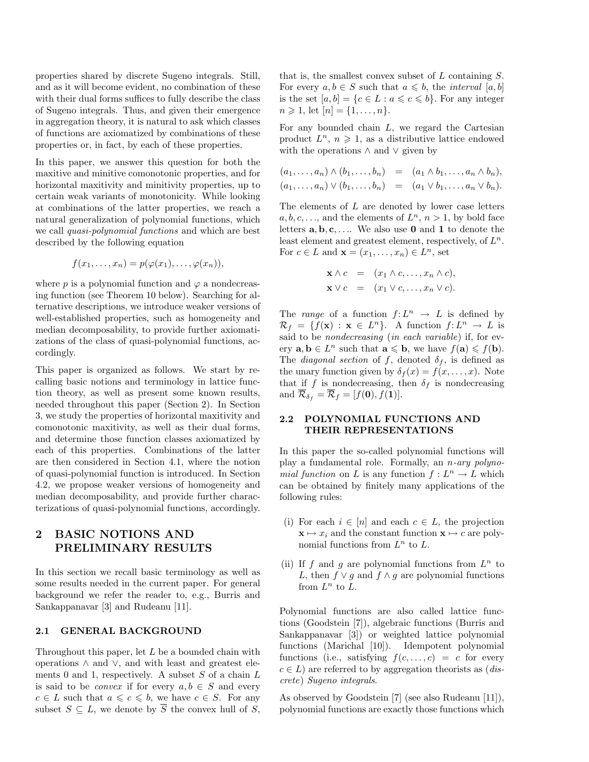properties shared by discrete Sugeno integrals. Still, and as it will become evident, no combination of these with their dual forms suffices to fully describe the class of Sugeno integrals. Thus, and given their emergence in aggregation theory, it is natural to ask which classes of functions are axiomatized by combinations of these properties or, in fact, by each of these properties.

In this paper, we answer this question for both the maxitive and minitive comonotonic properties, and for horizontal maxitivity and minitivity properties, up to certain weak variants of monotonicity. While looking at combinations of the latter properties, we reach a natural generalization of polynomial functions, which we call *quasi-polynomial functions* and which are best described by the following equation

$$f(x_1,\ldots,x_n)=p(\varphi(x_1),\ldots,\varphi(x_n)),$$

where $p$ is a polynomial function and $\varphi$ a nondecreasing function (see Theorem 10 below). Searching for alternative descriptions, we introduce weaker versions of well-established properties, such as homogeneity and median decomposability, to provide further axiomatizations of the class of quasi-polynomial functions, accordingly.

This paper is organized as follows. We start by recalling basic notions and terminology in lattice function theory, as well as present some known results, needed throughout this paper (Section 2). In Section 3, we study the properties of horizontal maxitivity and comonotonic maxitivity, as well as their dual forms, and determine those function classes axiomatized by each of this properties. Combinations of the latter are then considered in Section 4.1, where the notion of quasi-polynomial function is introduced. In Section 4.2, we propose weaker versions of homogeneity and median decomposability, and provide further characterizations of quasi-polynomial functions, accordingly.

# 2 BASIC NOTIONS AND PRELIMINARY RESULTS

In this section we recall basic terminology as well as some results needed in the current paper. For general background we refer the reader to, e.g., Burris and Sankappanavar [3] and Rudeanu [11].

## 2.1 GENERAL BACKGROUND

Throughout this paper, let $L$ be a bounded chain with operations $\wedge$ and $\vee$, and with least and greatest elements 0 and 1, respectively. A subset $S$ of a chain $L$ is said to be *convex* if for every $a,b\in S$ and every $c\in L$ such that $a\leqslant c\leqslant b$, we have $c\in S$. For any subset $S\subseteq L$, we denote by $\overline{S}$ the convex hull of $S$, that is, the smallest convex subset of $L$ containing $S$. For every $a,b\in S$ such that $a\leqslant b$, the *interval* $[a,b]$ is the set $[a,b]=\{c\in L : a\leqslant c\leqslant b\}$. For any integer $n\geqslant 1$, let $[n]=\{1,\ldots,n\}$.

For any bounded chain $L$, we regard the Cartesian product $L^n$, $n\geqslant 1$, as a distributive lattice endowed with the operations $\wedge$ and $\vee$ given by

$$\begin{aligned}
(a_1,\ldots,a_n)\wedge(b_1,\ldots,b_n) &= (a_1\wedge b_1,\ldots,a_n\wedge b_n),\\
(a_1,\ldots,a_n)\vee(b_1,\ldots,b_n) &= (a_1\vee b_1,\ldots,a_n\vee b_n).
\end{aligned}$$

The elements of $L$ are denoted by lower case letters $a,b,c,\ldots$, and the elements of $L^n$, $n>1$, by bold face letters $\mathbf{a},\mathbf{b},\mathbf{c},\ldots$. We also use $\mathbf{0}$ and $\mathbf{1}$ to denote the least element and greatest element, respectively, of $L^n$. For $c\in L$ and $\mathbf{x}=(x_1,\ldots,x_n)\in L^n$, set

$$\begin{aligned}
\mathbf{x}\wedge c &= (x_1\wedge c,\ldots,x_n\wedge c),\\
\mathbf{x}\vee c &= (x_1\vee c,\ldots,x_n\vee c).
\end{aligned}$$

The *range* of a function $f\colon L^n\to L$ is defined by $\mathcal{R}_f=\{f(\mathbf{x}) : \mathbf{x}\in L^n\}$. A function $f\colon L^n\to L$ is said to be *nondecreasing* (*in each variable*) if, for every $\mathbf{a},\mathbf{b}\in L^n$ such that $\mathbf{a}\leqslant\mathbf{b}$, we have $f(\mathbf{a})\leqslant f(\mathbf{b})$. The *diagonal section* of $f$, denoted $\delta_f$, is defined as the unary function given by $\delta_f(x)=f(x,\ldots,x)$. Note that if $f$ is nondecreasing, then $\delta_f$ is nondecreasing and $\overline{\mathcal{R}}_{\delta_f}=\overline{\mathcal{R}}_f=[f(\mathbf{0}),f(\mathbf{1})]$.

## 2.2 POLYNOMIAL FUNCTIONS AND THEIR REPRESENTATIONS

In this paper the so-called polynomial functions will play a fundamental role. Formally, an *n-ary polynomial function* on $L$ is any function $f: L^n\to L$ which can be obtained by finitely many applications of the following rules:

(i) For each $i\in[n]$ and each $c\in L$, the projection $\mathbf{x}\mapsto x_i$ and the constant function $\mathbf{x}\mapsto c$ are polynomial functions from $L^n$ to $L$.

(ii) If $f$ and $g$ are polynomial functions from $L^n$ to $L$, then $f\vee g$ and $f\wedge g$ are polynomial functions from $L^n$ to $L$.

Polynomial functions are also called lattice functions (Goodstein [7]), algebraic functions (Burris and Sankappanavar [3]) or weighted lattice polynomial functions (Marichal [10]). Idempotent polynomial functions (i.e., satisfying $f(c,\ldots,c)=c$ for every $c\in L$) are referred to by aggregation theorists as (*discrete*) *Sugeno integrals*.

As observed by Goodstein [7] (see also Rudeanu [11]), polynomial functions are exactly those functions which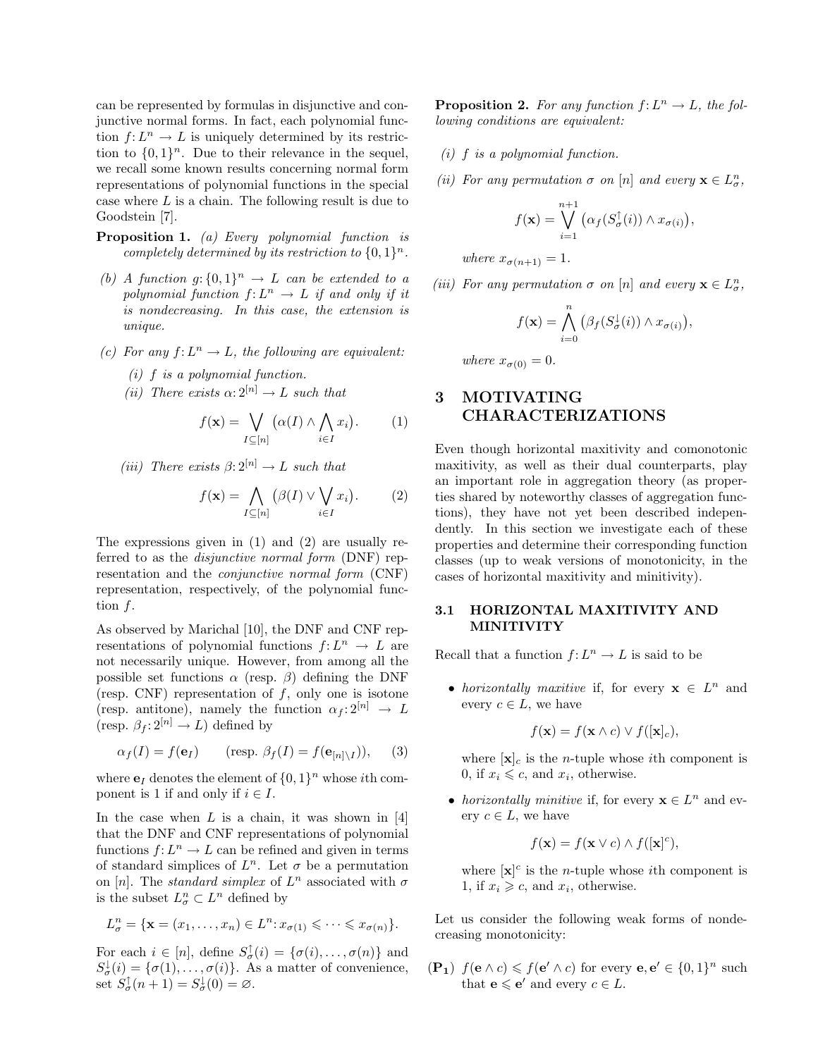can be represented by formulas in disjunctive and conjunctive normal forms. In fact, each polynomial function $f\colon L^n \to L$ is uniquely determined by its restriction to $\{0,1\}^n$. Due to their relevance in the sequel, we recall some known results concerning normal form representations of polynomial functions in the special case where $L$ is a chain. The following result is due to Goodstein [7].

**Proposition 1.** *(a) Every polynomial function is completely determined by its restriction to $\{0,1\}^n$.*

*(b) A function $g\colon \{0,1\}^n \to L$ can be extended to a polynomial function $f\colon L^n \to L$ if and only if it is nondecreasing. In this case, the extension is unique.*

*(c) For any $f\colon L^n \to L$, the following are equivalent:*

- *(i) $f$ is a polynomial function.*
- *(ii) There exists $\alpha\colon 2^{[n]} \to L$ such that*

$$f(\mathbf{x}) = \bigvee_{I\subseteq[n]} \big(\alpha(I) \wedge \bigwedge_{i\in I} x_i\big). \qquad (1)$$

- *(iii) There exists $\beta\colon 2^{[n]} \to L$ such that*

$$f(\mathbf{x}) = \bigwedge_{I\subseteq[n]} \big(\beta(I) \vee \bigvee_{i\in I} x_i\big). \qquad (2)$$

The expressions given in (1) and (2) are usually referred to as the *disjunctive normal form* (DNF) representation and the *conjunctive normal form* (CNF) representation, respectively, of the polynomial function $f$.

As observed by Marichal [10], the DNF and CNF representations of polynomial functions $f\colon L^n \to L$ are not necessarily unique. However, from among all the possible set functions $\alpha$ (resp. $\beta$) defining the DNF (resp. CNF) representation of $f$, only one is isotone (resp. antitone), namely the function $\alpha_f\colon 2^{[n]} \to L$ (resp. $\beta_f\colon 2^{[n]} \to L$) defined by

$$\alpha_f(I) = f(\mathbf{e}_I) \qquad (\text{resp. } \beta_f(I) = f(\mathbf{e}_{[n]\setminus I})), \qquad (3)$$

where $\mathbf{e}_I$ denotes the element of $\{0,1\}^n$ whose $i$th component is 1 if and only if $i \in I$.

In the case when $L$ is a chain, it was shown in [4] that the DNF and CNF representations of polynomial functions $f\colon L^n \to L$ can be refined and given in terms of standard simplices of $L^n$. Let $\sigma$ be a permutation on $[n]$. The *standard simplex* of $L^n$ associated with $\sigma$ is the subset $L^n_\sigma \subset L^n$ defined by

$$L^n_\sigma = \{\mathbf{x} = (x_1,\ldots,x_n) \in L^n \colon x_{\sigma(1)} \leqslant \cdots \leqslant x_{\sigma(n)}\}.$$

For each $i \in [n]$, define $S^{\uparrow}_\sigma(i) = \{\sigma(i),\ldots,\sigma(n)\}$ and $S^{\downarrow}_\sigma(i) = \{\sigma(1),\ldots,\sigma(i)\}$. As a matter of convenience, set $S^{\uparrow}_\sigma(n+1) = S^{\downarrow}_\sigma(0) = \varnothing$.

**Proposition 2.** *For any function $f\colon L^n \to L$, the following conditions are equivalent:*

*(i) $f$ is a polynomial function.*

*(ii) For any permutation $\sigma$ on $[n]$ and every $\mathbf{x} \in L^n_\sigma$,*

$$f(\mathbf{x}) = \bigvee_{i=1}^{n+1} \big(\alpha_f(S^{\uparrow}_\sigma(i)) \wedge x_{\sigma(i)}\big),$$

*where $x_{\sigma(n+1)} = 1$.*

*(iii) For any permutation $\sigma$ on $[n]$ and every $\mathbf{x} \in L^n_\sigma$,*

$$f(\mathbf{x}) = \bigwedge_{i=0}^{n} \big(\beta_f(S^{\downarrow}_\sigma(i)) \wedge x_{\sigma(i)}\big),$$

*where $x_{\sigma(0)} = 0$.*

# 3 MOTIVATING CHARACTERIZATIONS

Even though horizontal maxitivity and comonotonic maxitivity, as well as their dual counterparts, play an important role in aggregation theory (as properties shared by noteworthy classes of aggregation functions), they have not yet been described independently. In this section we investigate each of these properties and determine their corresponding function classes (up to weak versions of monotonicity, in the cases of horizontal maxitivity and minitivity).

## 3.1 HORIZONTAL MAXITIVITY AND MINITIVITY

Recall that a function $f\colon L^n \to L$ is said to be

- *horizontally maxitive* if, for every $\mathbf{x} \in L^n$ and every $c \in L$, we have

$$f(\mathbf{x}) = f(\mathbf{x} \wedge c) \vee f([\mathbf{x}]_c),$$

  where $[\mathbf{x}]_c$ is the $n$-tuple whose $i$th component is 0, if $x_i \leqslant c$, and $x_i$, otherwise.

- *horizontally minitive* if, for every $\mathbf{x} \in L^n$ and every $c \in L$, we have

$$f(\mathbf{x}) = f(\mathbf{x} \vee c) \wedge f([\mathbf{x}]^c),$$

  where $[\mathbf{x}]^c$ is the $n$-tuple whose $i$th component is 1, if $x_i \geqslant c$, and $x_i$, otherwise.

Let us consider the following weak forms of nondecreasing monotonicity:

**(P₁)** $f(\mathbf{e} \wedge c) \leqslant f(\mathbf{e}' \wedge c)$ for every $\mathbf{e}, \mathbf{e}' \in \{0,1\}^n$ such that $\mathbf{e} \leqslant \mathbf{e}'$ and every $c \in L$.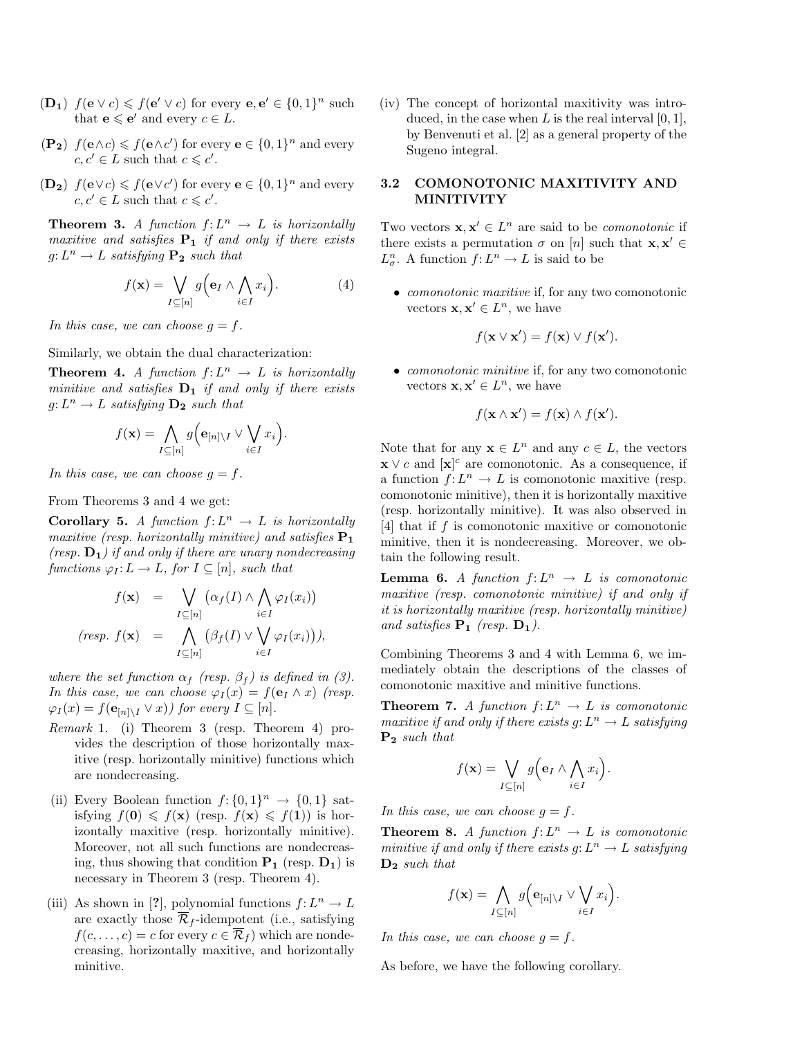**($\mathbf{D_1}$)** $f(\mathbf{e} \vee c) \leqslant f(\mathbf{e}' \vee c)$ for every $\mathbf{e}, \mathbf{e}' \in \{0,1\}^n$ such that $\mathbf{e} \leqslant \mathbf{e}'$ and every $c \in L$.

**($\mathbf{P_2}$)** $f(\mathbf{e} \wedge c) \leqslant f(\mathbf{e} \wedge c')$ for every $\mathbf{e} \in \{0,1\}^n$ and every $c, c' \in L$ such that $c \leqslant c'$.

**($\mathbf{D_2}$)** $f(\mathbf{e} \vee c) \leqslant f(\mathbf{e} \vee c')$ for every $\mathbf{e} \in \{0,1\}^n$ and every $c, c' \in L$ such that $c \leqslant c'$.

**Theorem 3.** *A function $f\colon L^n \to L$ is horizontally maxitive and satisfies $\mathbf{P_1}$ if and only if there exists $g\colon L^n \to L$ satisfying $\mathbf{P_2}$ such that*

$$f(\mathbf{x}) = \bigvee_{I \subseteq [n]} g\Big(\mathbf{e}_I \wedge \bigwedge_{i \in I} x_i\Big). \tag{4}$$

*In this case, we can choose $g = f$.*

Similarly, we obtain the dual characterization:

**Theorem 4.** *A function $f\colon L^n \to L$ is horizontally minitive and satisfies $\mathbf{D_1}$ if and only if there exists $g\colon L^n \to L$ satisfying $\mathbf{D_2}$ such that*

$$f(\mathbf{x}) = \bigwedge_{I \subseteq [n]} g\Big(\mathbf{e}_{[n]\setminus I} \vee \bigvee_{i \in I} x_i\Big).$$

*In this case, we can choose $g = f$.*

From Theorems 3 and 4 we get:

**Corollary 5.** *A function $f\colon L^n \to L$ is horizontally maxitive (resp. horizontally minitive) and satisfies $\mathbf{P_1}$ (resp. $\mathbf{D_1}$) if and only if there are unary nondecreasing functions $\varphi_I\colon L \to L$, for $I \subseteq [n]$, such that*

$$f(\mathbf{x}) \;=\; \bigvee_{I \subseteq [n]} \big(\alpha_f(I) \wedge \bigwedge_{i \in I} \varphi_I(x_i)\big)$$

$$(\text{resp. } f(\mathbf{x}) \;=\; \bigwedge_{I \subseteq [n]} \big(\beta_f(I) \vee \bigvee_{i \in I} \varphi_I(x_i)\big)),$$

*where the set function $\alpha_f$ (resp. $\beta_f$) is defined in (3). In this case, we can choose $\varphi_I(x) = f(\mathbf{e}_I \wedge x)$ (resp. $\varphi_I(x) = f(\mathbf{e}_{[n]\setminus I} \vee x)$) for every $I \subseteq [n]$.*

*Remark* 1. (i) Theorem 3 (resp. Theorem 4) provides the description of those horizontally maxitive (resp. horizontally minitive) functions which are nondecreasing.

(ii) Every Boolean function $f\colon \{0,1\}^n \to \{0,1\}$ satisfying $f(\mathbf{0}) \leqslant f(\mathbf{x})$ (resp. $f(\mathbf{x}) \leqslant f(\mathbf{1})$) is horizontally maxitive (resp. horizontally minitive). Moreover, not all such functions are nondecreasing, thus showing that condition $\mathbf{P_1}$ (resp. $\mathbf{D_1}$) is necessary in Theorem 3 (resp. Theorem 4).

(iii) As shown in [?], polynomial functions $f\colon L^n \to L$ are exactly those $\overline{\mathcal{R}}_f$-idempotent (i.e., satisfying $f(c,\ldots,c) = c$ for every $c \in \overline{\mathcal{R}}_f$) which are nondecreasing, horizontally maxitive, and horizontally minitive.

(iv) The concept of horizontal maxitivity was introduced, in the case when $L$ is the real interval $[0,1]$, by Benvenuti et al. [2] as a general property of the Sugeno integral.

### 3.2 COMONOTONIC MAXITIVITY AND MINITIVITY

Two vectors $\mathbf{x}, \mathbf{x}' \in L^n$ are said to be *comonotonic* if there exists a permutation $\sigma$ on $[n]$ such that $\mathbf{x}, \mathbf{x}' \in L^n_\sigma$. A function $f\colon L^n \to L$ is said to be

- *comonotonic maxitive* if, for any two comonotonic vectors $\mathbf{x}, \mathbf{x}' \in L^n$, we have

$$f(\mathbf{x} \vee \mathbf{x}') = f(\mathbf{x}) \vee f(\mathbf{x}').$$

- *comonotonic minitive* if, for any two comonotonic vectors $\mathbf{x}, \mathbf{x}' \in L^n$, we have

$$f(\mathbf{x} \wedge \mathbf{x}') = f(\mathbf{x}) \wedge f(\mathbf{x}').$$

Note that for any $\mathbf{x} \in L^n$ and any $c \in L$, the vectors $\mathbf{x} \vee c$ and $[\mathbf{x}]^c$ are comonotonic. As a consequence, if a function $f\colon L^n \to L$ is comonotonic maxitive (resp. comonotonic minitive), then it is horizontally maxitive (resp. horizontally minitive). It was also observed in [4] that if $f$ is comonotonic maxitive or comonotonic minitive, then it is nondecreasing. Moreover, we obtain the following result.

**Lemma 6.** *A function $f\colon L^n \to L$ is comonotonic maxitive (resp. comonotonic minitive) if and only if it is horizontally maxitive (resp. horizontally minitive) and satisfies $\mathbf{P_1}$ (resp. $\mathbf{D_1}$).*

Combining Theorems 3 and 4 with Lemma 6, we immediately obtain the descriptions of the classes of comonotonic maxitive and minitive functions.

**Theorem 7.** *A function $f\colon L^n \to L$ is comonotonic maxitive if and only if there exists $g\colon L^n \to L$ satisfying $\mathbf{P_2}$ such that*

$$f(\mathbf{x}) = \bigvee_{I \subseteq [n]} g\Big(\mathbf{e}_I \wedge \bigwedge_{i \in I} x_i\Big).$$

*In this case, we can choose $g = f$.*

**Theorem 8.** *A function $f\colon L^n \to L$ is comonotonic minitive if and only if there exists $g\colon L^n \to L$ satisfying $\mathbf{D_2}$ such that*

$$f(\mathbf{x}) = \bigwedge_{I \subseteq [n]} g\Big(\mathbf{e}_{[n]\setminus I} \vee \bigvee_{i \in I} x_i\Big).$$

*In this case, we can choose $g = f$.*

As before, we have the following corollary.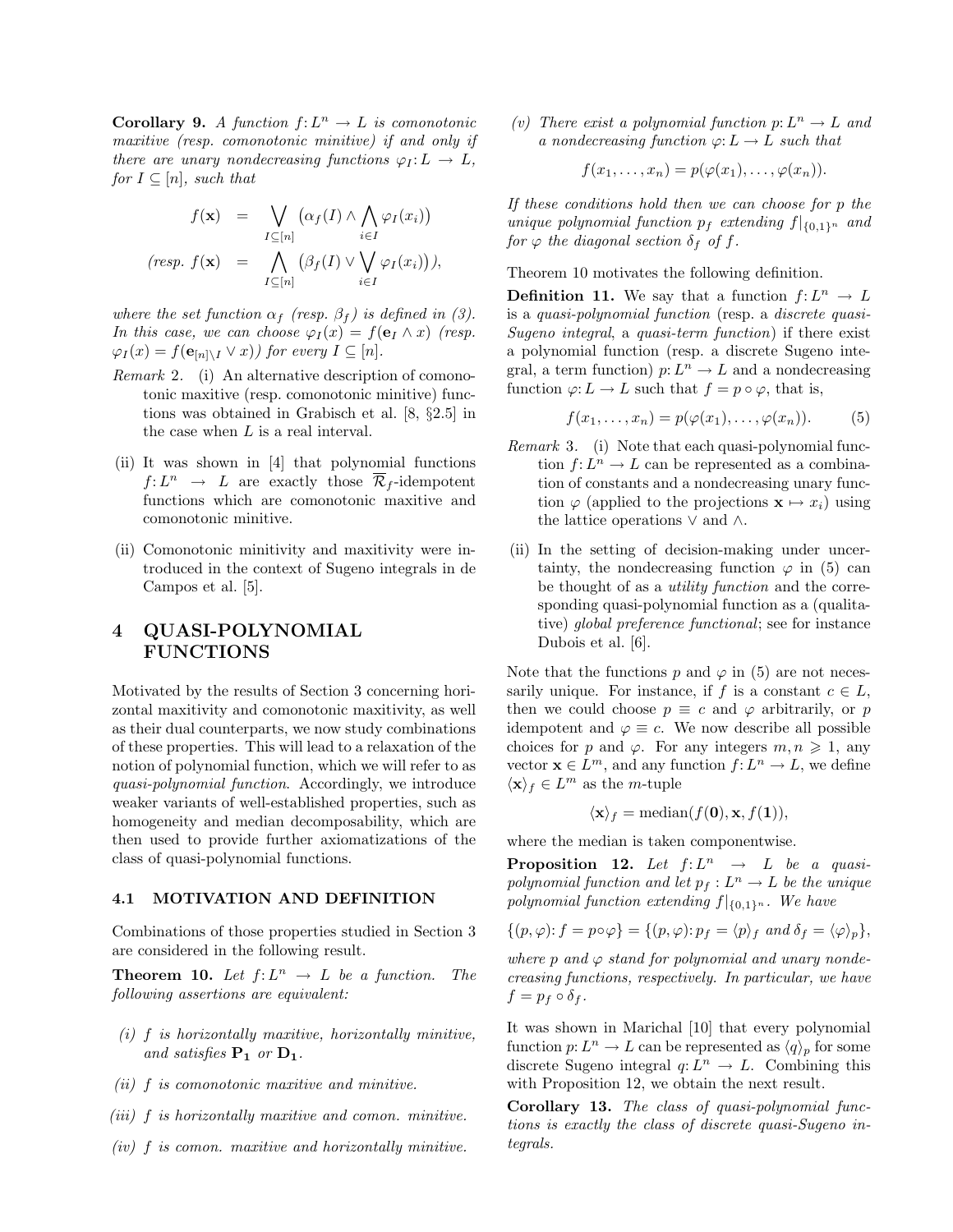**Corollary 9.** *A function $f: L^n \to L$ is comonotonic maxitive (resp. comonotonic minitive) if and only if there are unary nondecreasing functions $\varphi_I: L \to L$, for $I \subseteq [n]$, such that*

$$f(\mathbf{x}) = \bigvee_{I\subseteq[n]} \big(\alpha_f(I) \wedge \bigwedge_{i\in I} \varphi_I(x_i)\big)$$

$$\text{(resp. } f(\mathbf{x}) = \bigwedge_{I\subseteq[n]} \big(\beta_f(I) \vee \bigvee_{i\in I} \varphi_I(x_i)\big)\text{)},$$

*where the set function $\alpha_f$ (resp. $\beta_f$) is defined in (3). In this case, we can choose $\varphi_I(x) = f(\mathbf{e}_I \wedge x)$ (resp. $\varphi_I(x) = f(\mathbf{e}_{[n]\setminus I} \vee x)$) for every $I \subseteq [n]$.*

*Remark* 2. (i) An alternative description of comonotonic maxitive (resp. comonotonic minitive) functions was obtained in Grabisch et al. [8, §2.5] in the case when $L$ is a real interval.

(ii) It was shown in [4] that polynomial functions $f: L^n \to L$ are exactly those $\overline{\mathcal{R}}_f$-idempotent functions which are comonotonic maxitive and comonotonic minitive.

(ii) Comonotonic minitivity and maxitivity were introduced in the context of Sugeno integrals in de Campos et al. [5].

# 4 QUASI-POLYNOMIAL FUNCTIONS

Motivated by the results of Section 3 concerning horizontal maxitivity and comonotonic maxitivity, as well as their dual counterparts, we now study combinations of these properties. This will lead to a relaxation of the notion of polynomial function, which we will refer to as *quasi-polynomial function*. Accordingly, we introduce weaker variants of well-established properties, such as homogeneity and median decomposability, which are then used to provide further axiomatizations of the class of quasi-polynomial functions.

## 4.1 MOTIVATION AND DEFINITION

Combinations of those properties studied in Section 3 are considered in the following result.

**Theorem 10.** *Let $f: L^n \to L$ be a function. The following assertions are equivalent:*

*(i) $f$ is horizontally maxitive, horizontally minitive, and satisfies $\mathbf{P_1}$ or $\mathbf{D_1}$.*

*(ii) $f$ is comonotonic maxitive and minitive.*

*(iii) $f$ is horizontally maxitive and comon. minitive.*

*(iv) $f$ is comon. maxitive and horizontally minitive.*

*(v) There exist a polynomial function $p: L^n \to L$ and a nondecreasing function $\varphi: L \to L$ such that*

$$f(x_1, \ldots, x_n) = p(\varphi(x_1), \ldots, \varphi(x_n)).$$

*If these conditions hold then we can choose for $p$ the unique polynomial function $p_f$ extending $f|_{\{0,1\}^n}$ and for $\varphi$ the diagonal section $\delta_f$ of $f$.*

Theorem 10 motivates the following definition.

**Definition 11.** We say that a function $f: L^n \to L$ is a *quasi-polynomial function* (resp. a *discrete quasi-Sugeno integral*, a *quasi-term function*) if there exist a polynomial function (resp. a discrete Sugeno integral, a term function) $p: L^n \to L$ and a nondecreasing function $\varphi: L \to L$ such that $f = p \circ \varphi$, that is,

$$f(x_1, \ldots, x_n) = p(\varphi(x_1), \ldots, \varphi(x_n)). \tag{5}$$

*Remark* 3. (i) Note that each quasi-polynomial function $f: L^n \to L$ can be represented as a combination of constants and a nondecreasing unary function $\varphi$ (applied to the projections $\mathbf{x} \mapsto x_i$) using the lattice operations $\vee$ and $\wedge$.

(ii) In the setting of decision-making under uncertainty, the nondecreasing function $\varphi$ in (5) can be thought of as a *utility function* and the corresponding quasi-polynomial function as a (qualitative) *global preference functional*; see for instance Dubois et al. [6].

Note that the functions $p$ and $\varphi$ in (5) are not necessarily unique. For instance, if $f$ is a constant $c \in L$, then we could choose $p \equiv c$ and $\varphi$ arbitrarily, or $p$ idempotent and $\varphi \equiv c$. We now describe all possible choices for $p$ and $\varphi$. For any integers $m, n \geqslant 1$, any vector $\mathbf{x} \in L^m$, and any function $f: L^n \to L$, we define $\langle \mathbf{x} \rangle_f \in L^m$ as the $m$-tuple

$$\langle \mathbf{x} \rangle_f = \text{median}(f(\mathbf{0}), \mathbf{x}, f(\mathbf{1})),$$

where the median is taken componentwise.

**Proposition 12.** *Let $f: L^n \to L$ be a quasi-polynomial function and let $p_f: L^n \to L$ be the unique polynomial function extending $f|_{\{0,1\}^n}$. We have*

$$\{(p, \varphi) : f = p \circ \varphi\} = \{(p, \varphi) : p_f = \langle p \rangle_f \text{ and } \delta_f = \langle \varphi \rangle_p\},$$

*where $p$ and $\varphi$ stand for polynomial and unary nondecreasing functions, respectively. In particular, we have $f = p_f \circ \delta_f$.*

It was shown in Marichal [10] that every polynomial function $p: L^n \to L$ can be represented as $\langle q \rangle_p$ for some discrete Sugeno integral $q: L^n \to L$. Combining this with Proposition 12, we obtain the next result.

**Corollary 13.** *The class of quasi-polynomial functions is exactly the class of discrete quasi-Sugeno integrals.*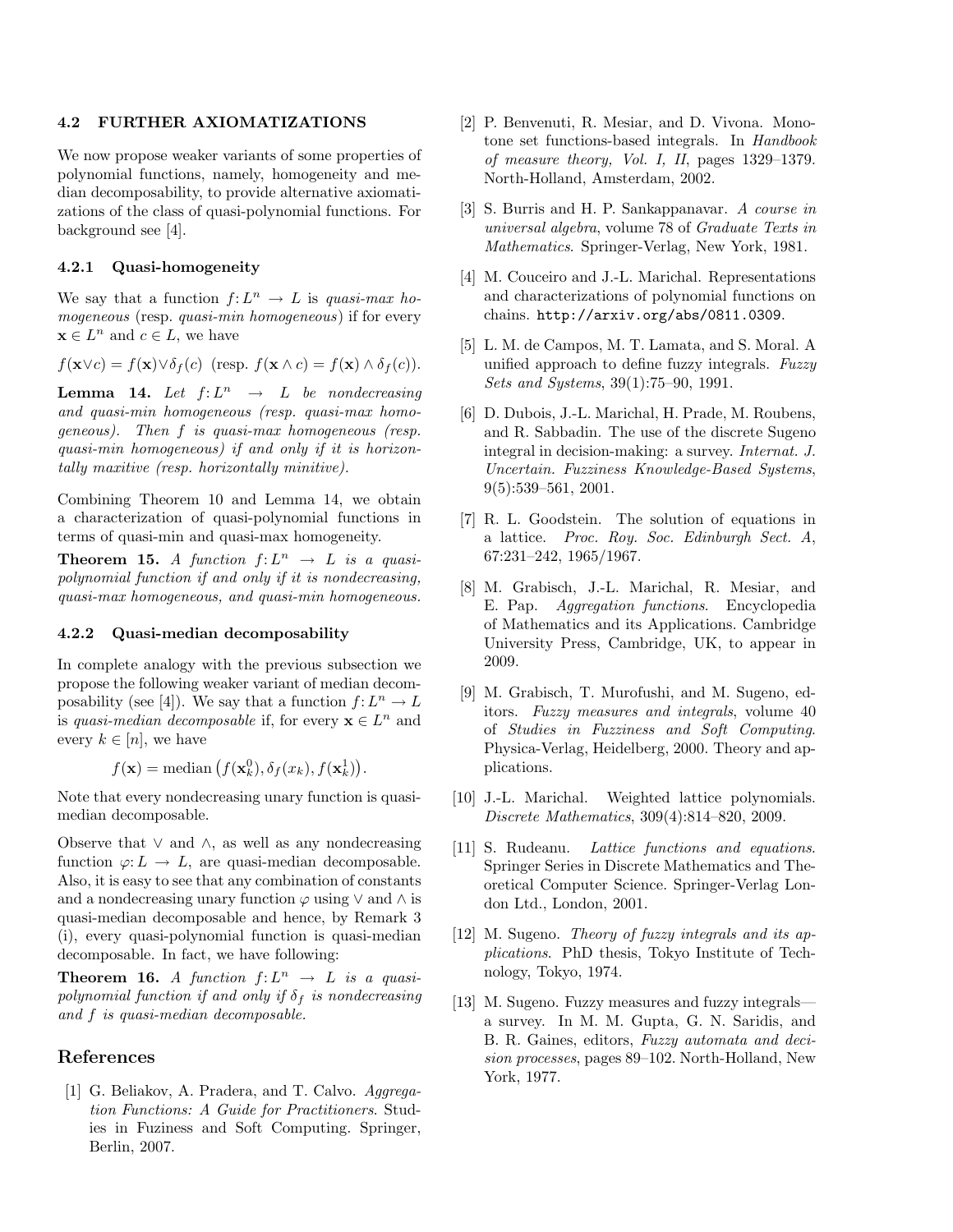### 4.2 FURTHER AXIOMATIZATIONS

We now propose weaker variants of some properties of polynomial functions, namely, homogeneity and median decomposability, to provide alternative axiomatizations of the class of quasi-polynomial functions. For background see [4].

#### 4.2.1 Quasi-homogeneity

We say that a function $f\colon L^n \to L$ is *quasi-max homogeneous* (resp. *quasi-min homogeneous*) if for every $\mathbf{x} \in L^n$ and $c \in L$, we have

$$f(\mathbf{x}\vee c) = f(\mathbf{x})\vee\delta_f(c) \text{ (resp. } f(\mathbf{x}\wedge c) = f(\mathbf{x})\wedge\delta_f(c)).$$

**Lemma 14.** *Let $f\colon L^n \to L$ be nondecreasing and quasi-min homogeneous (resp. quasi-max homogeneous). Then $f$ is quasi-max homogeneous (resp. quasi-min homogeneous) if and only if it is horizontally maxitive (resp. horizontally minitive).*

Combining Theorem 10 and Lemma 14, we obtain a characterization of quasi-polynomial functions in terms of quasi-min and quasi-max homogeneity.

**Theorem 15.** *A function $f\colon L^n \to L$ is a quasi-polynomial function if and only if it is nondecreasing, quasi-max homogeneous, and quasi-min homogeneous.*

#### 4.2.2 Quasi-median decomposability

In complete analogy with the previous subsection we propose the following weaker variant of median decomposability (see [4]). We say that a function $f\colon L^n \to L$ is *quasi-median decomposable* if, for every $\mathbf{x} \in L^n$ and every $k \in [n]$, we have

$$f(\mathbf{x}) = \text{median}\left(f(\mathbf{x}_k^0), \delta_f(x_k), f(\mathbf{x}_k^1)\right).$$

Note that every nondecreasing unary function is quasi-median decomposable.

Observe that $\vee$ and $\wedge$, as well as any nondecreasing function $\varphi\colon L \to L$, are quasi-median decomposable. Also, it is easy to see that any combination of constants and a nondecreasing unary function $\varphi$ using $\vee$ and $\wedge$ is quasi-median decomposable and hence, by Remark 3 (i), every quasi-polynomial function is quasi-median decomposable. In fact, we have following:

**Theorem 16.** *A function $f\colon L^n \to L$ is a quasi-polynomial function if and only if $\delta_f$ is nondecreasing and $f$ is quasi-median decomposable.*

## References

[1] G. Beliakov, A. Pradera, and T. Calvo. *Aggregation Functions: A Guide for Practitioners*. Studies in Fuziness and Soft Computing. Springer, Berlin, 2007.

[2] P. Benvenuti, R. Mesiar, and D. Vivona. Monotone set functions-based integrals. In *Handbook of measure theory, Vol. I, II*, pages 1329–1379. North-Holland, Amsterdam, 2002.

[3] S. Burris and H. P. Sankappanavar. *A course in universal algebra*, volume 78 of *Graduate Texts in Mathematics*. Springer-Verlag, New York, 1981.

[4] M. Couceiro and J.-L. Marichal. Representations and characterizations of polynomial functions on chains. `http://arxiv.org/abs/0811.0309`.

[5] L. M. de Campos, M. T. Lamata, and S. Moral. A unified approach to define fuzzy integrals. *Fuzzy Sets and Systems*, 39(1):75–90, 1991.

[6] D. Dubois, J.-L. Marichal, H. Prade, M. Roubens, and R. Sabbadin. The use of the discrete Sugeno integral in decision-making: a survey. *Internat. J. Uncertain. Fuzziness Knowledge-Based Systems*, 9(5):539–561, 2001.

[7] R. L. Goodstein. The solution of equations in a lattice. *Proc. Roy. Soc. Edinburgh Sect. A*, 67:231–242, 1965/1967.

[8] M. Grabisch, J.-L. Marichal, R. Mesiar, and E. Pap. *Aggregation functions*. Encyclopedia of Mathematics and its Applications. Cambridge University Press, Cambridge, UK, to appear in 2009.

[9] M. Grabisch, T. Murofushi, and M. Sugeno, editors. *Fuzzy measures and integrals*, volume 40 of *Studies in Fuzziness and Soft Computing*. Physica-Verlag, Heidelberg, 2000. Theory and applications.

[10] J.-L. Marichal. Weighted lattice polynomials. *Discrete Mathematics*, 309(4):814–820, 2009.

[11] S. Rudeanu. *Lattice functions and equations*. Springer Series in Discrete Mathematics and Theoretical Computer Science. Springer-Verlag London Ltd., London, 2001.

[12] M. Sugeno. *Theory of fuzzy integrals and its applications*. PhD thesis, Tokyo Institute of Technology, Tokyo, 1974.

[13] M. Sugeno. Fuzzy measures and fuzzy integrals—a survey. In M. M. Gupta, G. N. Saridis, and B. R. Gaines, editors, *Fuzzy automata and decision processes*, pages 89–102. North-Holland, New York, 1977.